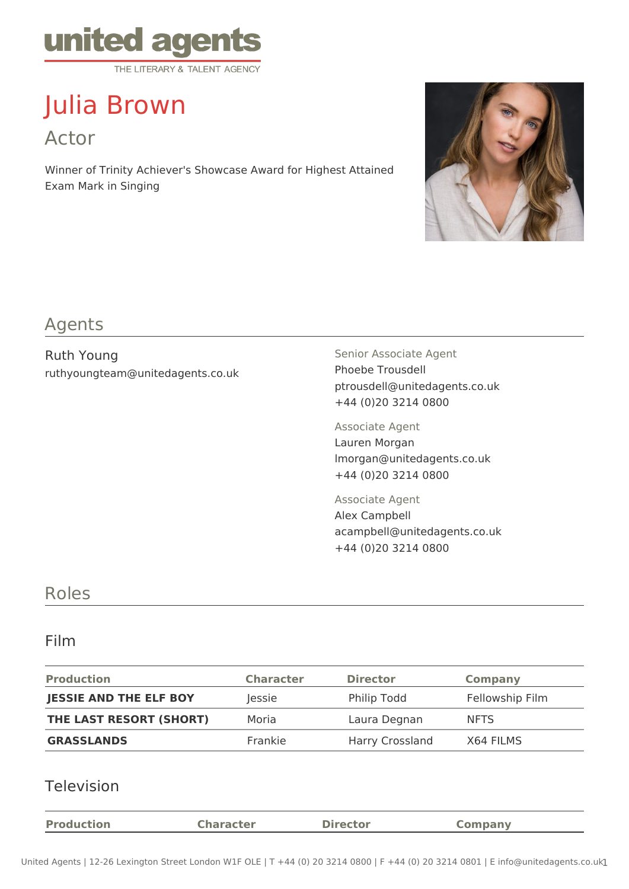united agents

THE LITERARY & TALENT AGENCY

# Julia Brown

## Actor

Winner of Trinity Achiever's Showcase Award for Highest Attained Exam Mark in Singing

## Agents

Ruth Young
ruthyoungteam@unitedagents.co.uk

Senior Associate Agent
Phoebe Trousdell
ptrousdell@unitedagents.co.uk
+44 (0)20 3214 0800

Associate Agent
Lauren Morgan
lmorgan@unitedagents.co.uk
+44 (0)20 3214 0800

Associate Agent
Alex Campbell
acampbell@unitedagents.co.uk
+44 (0)20 3214 0800

## Roles

### Film

| Production | Character | Director | Company |
| --- | --- | --- | --- |
| **JESSIE AND THE ELF BOY** | Jessie | Philip Todd | Fellowship Film |
| **THE LAST RESORT (SHORT)** | Moria | Laura Degnan | NFTS |
| **GRASSLANDS** | Frankie | Harry Crossland | X64 FILMS |

### Television

| Production | Character | Director | Company |
| --- | --- | --- | --- |

United Agents | 12-26 Lexington Street London W1F OLE | T +44 (0) 20 3214 0800 | F +44 (0) 20 3214 0801 | E info@unitedagents.co.uk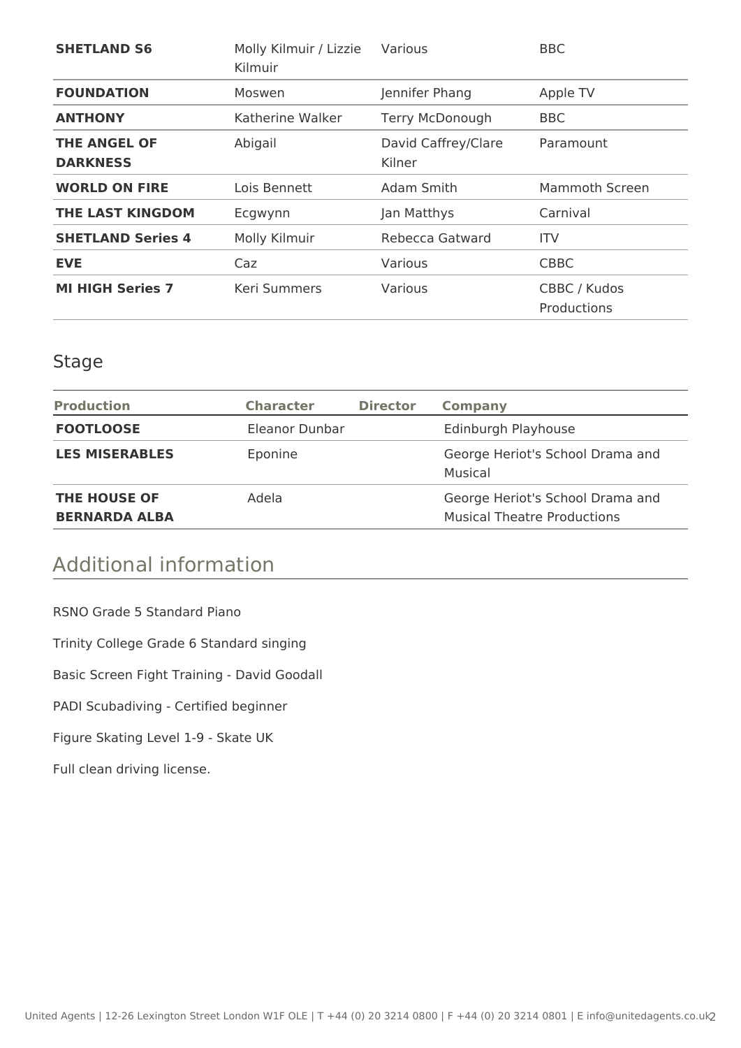| | | | |
|---|---|---|---|
| **SHETLAND S6** | Molly Kilmuir / Lizzie Kilmuir | Various | BBC |
| **FOUNDATION** | Moswen | Jennifer Phang | Apple TV |
| **ANTHONY** | Katherine Walker | Terry McDonough | BBC |
| **THE ANGEL OF DARKNESS** | Abigail | David Caffrey/Clare Kilner | Paramount |
| **WORLD ON FIRE** | Lois Bennett | Adam Smith | Mammoth Screen |
| **THE LAST KINGDOM** | Ecgwynn | Jan Matthys | Carnival |
| **SHETLAND Series 4** | Molly Kilmuir | Rebecca Gatward | ITV |
| **EVE** | Caz | Various | CBBC |
| **MI HIGH Series 7** | Keri Summers | Various | CBBC / Kudos Productions |

## Stage

| Production | Character | Director | Company |
|---|---|---|---|
| **FOOTLOOSE** | Eleanor Dunbar | | Edinburgh Playhouse |
| **LES MISERABLES** | Eponine | | George Heriot's School Drama and Musical |
| **THE HOUSE OF BERNARDA ALBA** | Adela | | George Heriot's School Drama and Musical Theatre Productions |

## Additional information

RSNO Grade 5 Standard Piano

Trinity College Grade 6 Standard singing

Basic Screen Fight Training - David Goodall

PADI Scubadiving - Certified beginner

Figure Skating Level 1-9 - Skate UK

Full clean driving license.